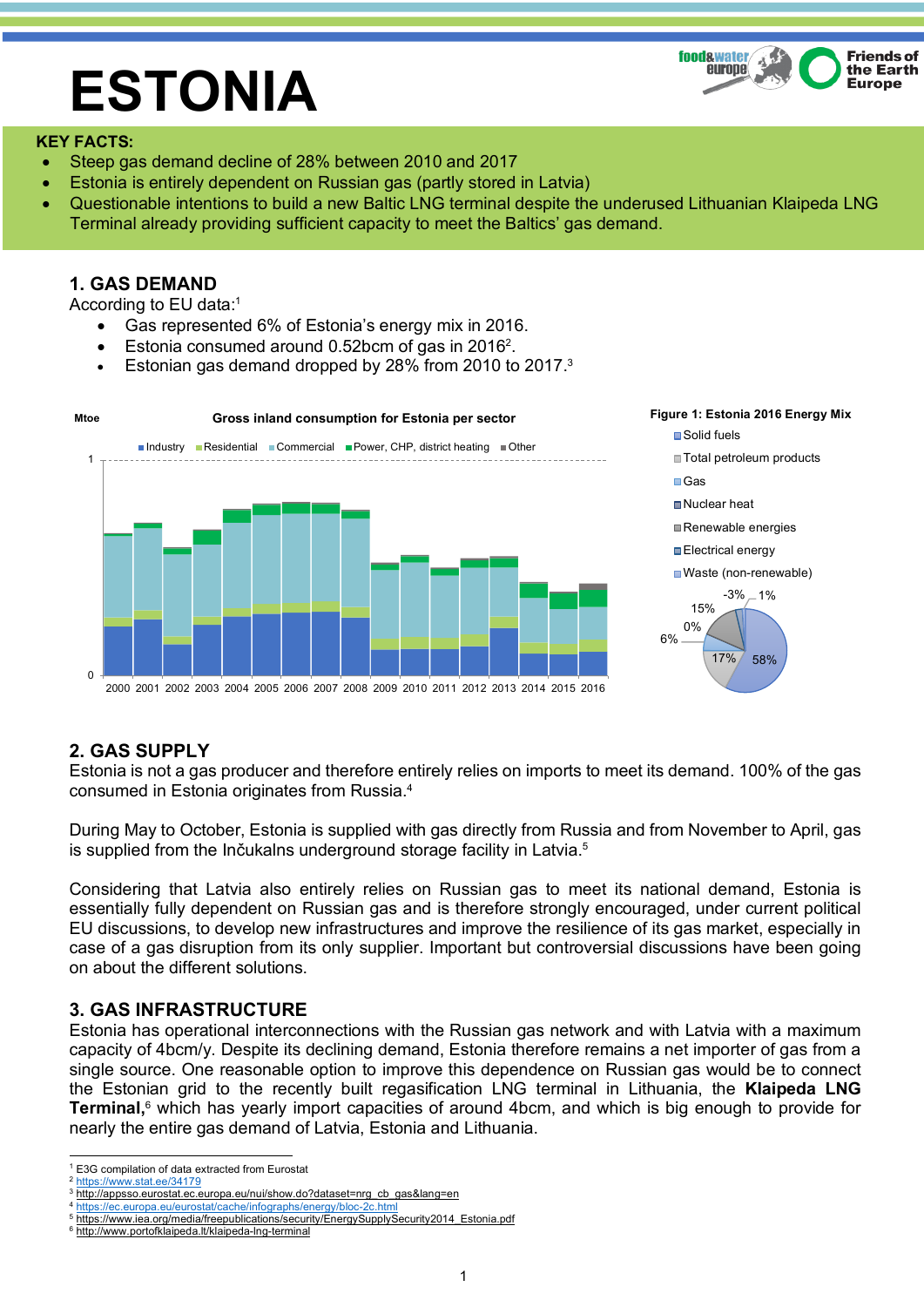# ESTONIA

**KEY FACTS:**

- Steep gas demand decline of 28% between 2010 and 2017
- Estonia is entirely dependent on Russian gas (partly stored in Latvia)
- Questionable intentions to build a new Baltic LNG terminal despite the underused Lithuanian Klaipeda LNG Terminal already providing sufficient capacity to meet the Baltics' gas demand.

## 1. GAS DEMAND

According to EU data:[1]

- Gas represented 6% of Estonia's energy mix in 2016.
- Estonia consumed around 0.52bcm of gas in 2016[2].
- Estonian gas demand dropped by 28% from 2010 to 2017.[3]

Gross inland consumption for Estonia per sector

Figure 1: Estonia 2016 Energy Mix

## 2. GAS SUPPLY

Estonia is not a gas producer and therefore entirely relies on imports to meet its demand. 100% of the gas consumed in Estonia originates from Russia.[4]

During May to October, Estonia is supplied with gas directly from Russia and from November to April, gas is supplied from the Inčukalns underground storage facility in Latvia.[5]

Considering that Latvia also entirely relies on Russian gas to meet its national demand, Estonia is essentially fully dependent on Russian gas and is therefore strongly encouraged, under current political EU discussions, to develop new infrastructures and improve the resilience of its gas market, especially in case of a gas disruption from its only supplier. Important but controversial discussions have been going on about the different solutions.

## 3. GAS INFRASTRUCTURE

Estonia has operational interconnections with the Russian gas network and with Latvia with a maximum capacity of 4bcm/y. Despite its declining demand, Estonia therefore remains a net importer of gas from a single source. One reasonable option to improve this dependence on Russian gas would be to connect the Estonian grid to the recently built regasification LNG terminal in Lithuania, the **Klaipeda LNG Terminal,**[6] which has yearly import capacities of around 4bcm, and which is big enough to provide for nearly the entire gas demand of Latvia, Estonia and Lithuania.

---

[1] E3G compilation of data extracted from Eurostat
[2] https://www.stat.ee/34179
[3] http://appsso.eurostat.ec.europa.eu/nui/show.do?dataset=nrg_cb_gas&lang=en
[4] https://ec.europa.eu/eurostat/cache/infographs/energy/bloc-2c.html
[5] https://www.iea.org/media/freepublications/security/EnergySupplySecurity2014_Estonia.pdf
[6] http://www.portofklaipeda.lt/klaipeda-lng-terminal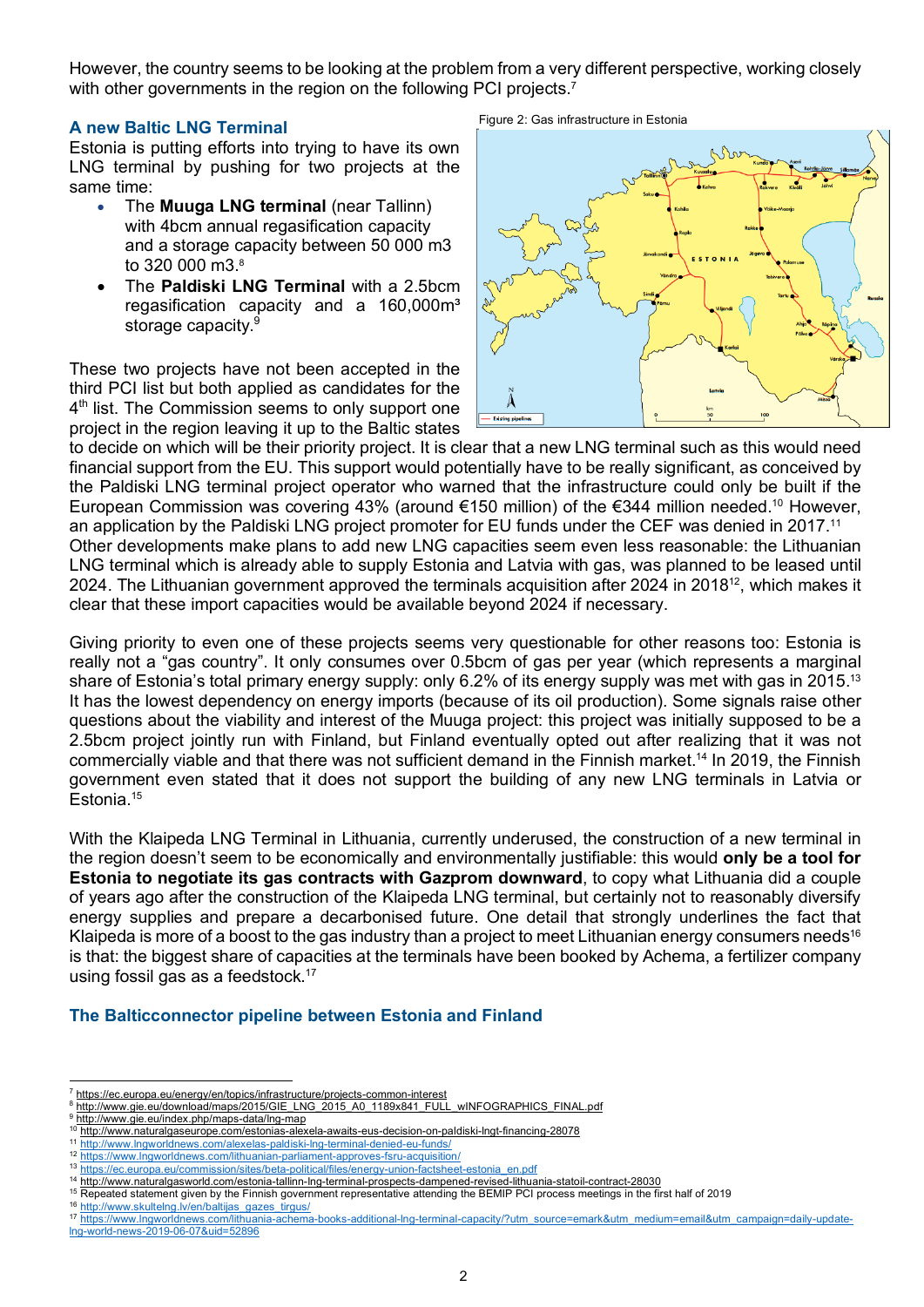However, the country seems to be looking at the problem from a very different perspective, working closely with other governments in the region on the following PCI projects.[7]

### A new Baltic LNG Terminal

Estonia is putting efforts into trying to have its own LNG terminal by pushing for two projects at the same time:

- The **Muuga LNG terminal** (near Tallinn) with 4bcm annual regasification capacity and a storage capacity between 50 000 m3 to 320 000 m3.[8]
- The **Paldiski LNG Terminal** with a 2.5bcm regasification capacity and a 160,000m³ storage capacity.[9]

Figure 2: Gas infrastructure in Estonia

These two projects have not been accepted in the third PCI list but both applied as candidates for the 4th list. The Commission seems to only support one project in the region leaving it up to the Baltic states to decide on which will be their priority project. It is clear that a new LNG terminal such as this would need financial support from the EU. This support would potentially have to be really significant, as conceived by the Paldiski LNG terminal project operator who warned that the infrastructure could only be built if the European Commission was covering 43% (around €150 million) of the €344 million needed.[10] However, an application by the Paldiski LNG project promoter for EU funds under the CEF was denied in 2017.[11]
Other developments make plans to add new LNG capacities seem even less reasonable: the Lithuanian LNG terminal which is already able to supply Estonia and Latvia with gas, was planned to be leased until 2024. The Lithuanian government approved the terminals acquisition after 2024 in 2018[12], which makes it clear that these import capacities would be available beyond 2024 if necessary.

Giving priority to even one of these projects seems very questionable for other reasons too: Estonia is really not a "gas country". It only consumes over 0.5bcm of gas per year (which represents a marginal share of Estonia's total primary energy supply: only 6.2% of its energy supply was met with gas in 2015.[13] It has the lowest dependency on energy imports (because of its oil production). Some signals raise other questions about the viability and interest of the Muuga project: this project was initially supposed to be a 2.5bcm project jointly run with Finland, but Finland eventually opted out after realizing that it was not commercially viable and that there was not sufficient demand in the Finnish market.[14] In 2019, the Finnish government even stated that it does not support the building of any new LNG terminals in Latvia or Estonia.[15]

With the Klaipeda LNG Terminal in Lithuania, currently underused, the construction of a new terminal in the region doesn't seem to be economically and environmentally justifiable: this would **only be a tool for Estonia to negotiate its gas contracts with Gazprom downward**, to copy what Lithuania did a couple of years ago after the construction of the Klaipeda LNG terminal, but certainly not to reasonably diversify energy supplies and prepare a decarbonised future. One detail that strongly underlines the fact that Klaipeda is more of a boost to the gas industry than a project to meet Lithuanian energy consumers needs[16] is that: the biggest share of capacities at the terminals have been booked by Achema, a fertilizer company using fossil gas as a feedstock.[17]

### The Balticconnector pipeline between Estonia and Finland

---

7 https://ec.europa.eu/energy/en/topics/infrastructure/projects-common-interest
8 http://www.gie.eu/download/maps/2015/GIE_LNG_2015_A0_1189x841_FULL_wINFOGRAPHICS_FINAL.pdf
9 http://www.gie.eu/index.php/maps-data/lng-map
10 http://www.naturalgaseurope.com/estonias-alexela-awaits-eus-decision-on-paldiski-lngt-financing-28078
11 http://www.lngworldnews.com/alexelas-paldiski-lng-terminal-denied-eu-funds/
12 https://www.lngworldnews.com/lithuanian-parliament-approves-fsru-acquisition/
13 https://ec.europa.eu/commission/sites/beta-political/files/energy-union-factsheet-estonia_en.pdf
14 http://www.naturalgasworld.com/estonia-tallinn-lng-terminal-prospects-dampened-revised-lithuania-statoil-contract-28030
15 Repeated statement given by the Finnish government representative attending the BEMIP PCI process meetings in the first half of 2019
16 http://www.skultelng.lv/en/baltijas_gazes_tirgus/
17 https://www.lngworldnews.com/lithuania-achema-books-additional-lng-terminal-capacity/?utm_source=emark&utm_medium=email&utm_campaign=daily-update-lng-world-news-2019-06-07&uid=52896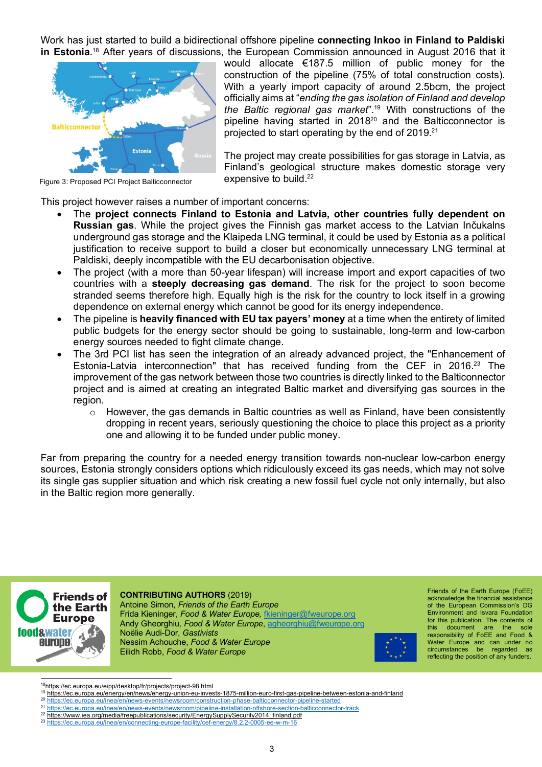Work has just started to build a bidirectional offshore pipeline **connecting Inkoo in Finland to Paldiski in Estonia**.[18] After years of discussions, the European Commission announced in August 2016 that it would allocate €187.5 million of public money for the construction of the pipeline (75% of total construction costs). With a yearly import capacity of around 2.5bcm, the project officially aims at "*ending the gas isolation of Finland and develop the Baltic regional gas market*".[19] With constructions of the pipeline having started in 2018[20] and the Balticconnector is projected to start operating by the end of 2019.[21]

The project may create possibilities for gas storage in Latvia, as Finland's geological structure makes domestic storage very expensive to build.[22]

Figure 3: Proposed PCI Project Balticconnector

This project however raises a number of important concerns:

- The **project connects Finland to Estonia and Latvia, other countries fully dependent on Russian gas**. While the project gives the Finnish gas market access to the Latvian Inčukalns underground gas storage and the Klaipeda LNG terminal, it could be used by Estonia as a political justification to receive support to build a closer but economically unnecessary LNG terminal at Paldiski, deeply incompatible with the EU decarbonisation objective.
- The project (with a more than 50-year lifespan) will increase import and export capacities of two countries with a **steeply decreasing gas demand**. The risk for the project to soon become stranded seems therefore high. Equally high is the risk for the country to lock itself in a growing dependence on external energy which cannot be good for its energy independence.
- The pipeline is **heavily financed with EU tax payers' money** at a time when the entirety of limited public budgets for the energy sector should be going to sustainable, long-term and low-carbon energy sources needed to fight climate change.
- The 3rd PCI list has seen the integration of an already advanced project, the "Enhancement of Estonia-Latvia interconnection" that has received funding from the CEF in 2016.[23] The improvement of the gas network between those two countries is directly linked to the Balticonnector project and is aimed at creating an integrated Baltic market and diversifying gas sources in the region.
  - However, the gas demands in Baltic countries as well as Finland, have been consistently dropping in recent years, seriously questioning the choice to place this project as a priority one and allowing it to be funded under public money.

Far from preparing the country for a needed energy transition towards non-nuclear low-carbon energy sources, Estonia strongly considers options which ridiculously exceed its gas needs, which may not solve its single gas supplier situation and which risk creating a new fossil fuel cycle not only internally, but also in the Baltic region more generally.

**CONTRIBUTING AUTHORS** (2019)
Antoine Simon, *Friends of the Earth Europe*
Frida Kieninger, *Food & Water Europe*, fkieninger@fweurope.org
Andy Gheorghiu, *Food & Water Europe*, agheorghiu@fweurope.org
Noëlie Audi-Dor, *Gastivists*
Nessim Achouche, *Food & Water Europe*
Eilidh Robb, *Food & Water Europe*

Friends of the Earth Europe (FoEE) acknowledge the financial assistance of the European Commission's DG Environment and Isvara Foundation for this publication. The contents of this document are the sole responsibility of FoEE and Food & Water Europe and can under no circumstances be regarded as reflecting the position of any funders.

[18] https://ec.europa.eu/eipp/desktop/fr/projects/project-98.html
[19] https://ec.europa.eu/energy/en/news/energy-union-eu-invests-1875-million-euro-first-gas-pipeline-between-estonia-and-finland
[20] https://ec.europa.eu/inea/en/news-events/newsroom/construction-phase-balticconnector-pipeline-started
[21] https://ec.europa.eu/inea/en/news-events/newsroom/pipeline-installation-offshore-section-balticconnector-track
[22] https://www.iea.org/media/freepublications/security/EnergySupplySecurity2014_finland.pdf
[23] https://ec.europa.eu/inea/en/connecting-europe-facility/cef-energy/8.2.2-0005-ee-w-m-16